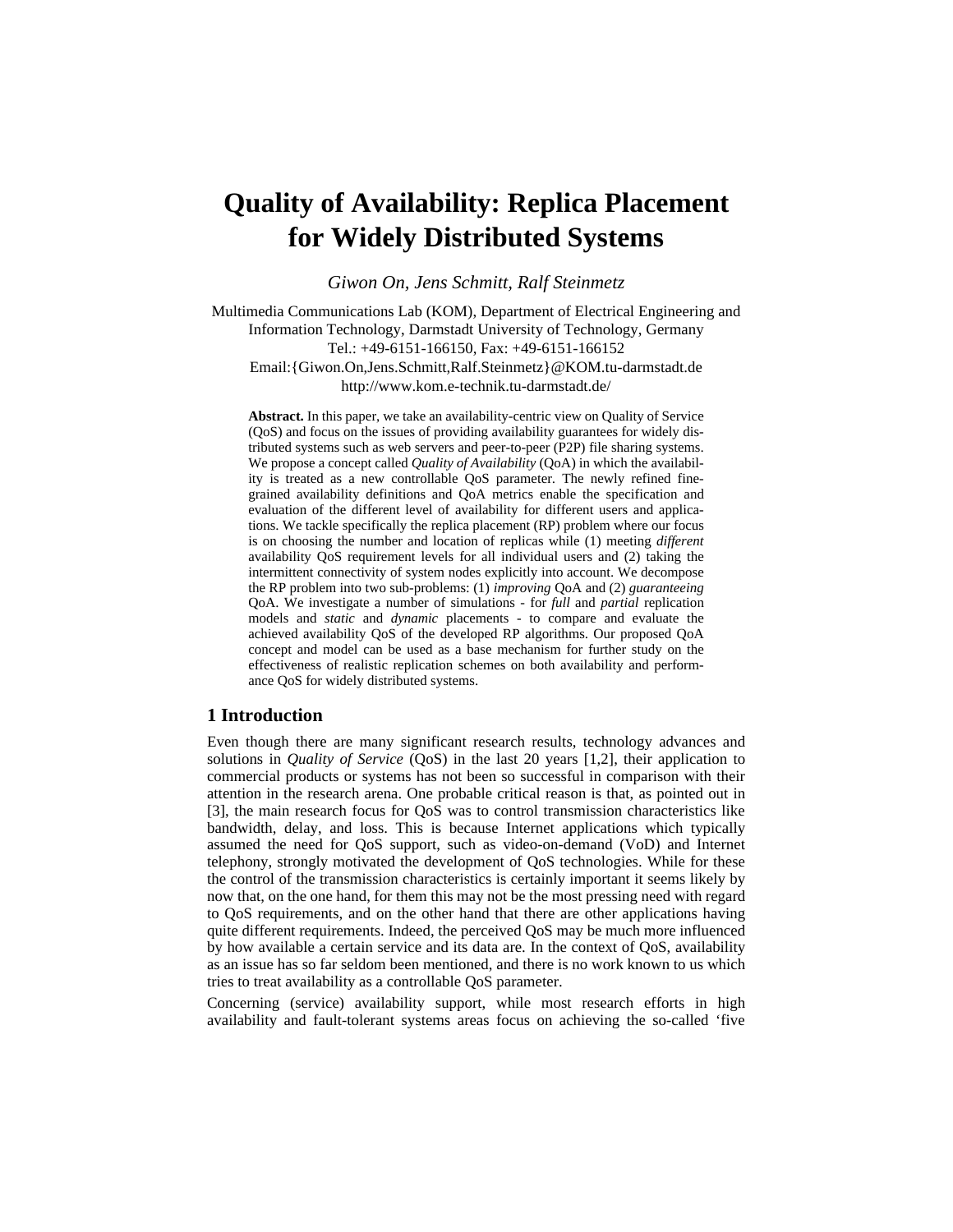# Quality of Availability: Replica Placement for Widely Distributed Systems

*Giwon On, Jens Schmitt, Ralf Steinmetz*

Multimedia Communications Lab (KOM), Department of Electrical Engineering and Information Technology, Darmstadt University of Technology, Germany
Tel.: +49-6151-166150, Fax: +49-6151-166152
Email:{Giwon.On,Jens.Schmitt,Ralf.Steinmetz}@KOM.tu-darmstadt.de
http://www.kom.e-technik.tu-darmstadt.de/

**Abstract.** In this paper, we take an availability-centric view on Quality of Service (QoS) and focus on the issues of providing availability guarantees for widely distributed systems such as web servers and peer-to-peer (P2P) file sharing systems. We propose a concept called *Quality of Availability* (QoA) in which the availability is treated as a new controllable QoS parameter. The newly refined fine-grained availability definitions and QoA metrics enable the specification and evaluation of the different level of availability for different users and applications. We tackle specifically the replica placement (RP) problem where our focus is on choosing the number and location of replicas while (1) meeting *different* availability QoS requirement levels for all individual users and (2) taking the intermittent connectivity of system nodes explicitly into account. We decompose the RP problem into two sub-problems: (1) *improving* QoA and (2) *guaranteeing* QoA. We investigate a number of simulations - for *full* and *partial* replication models and *static* and *dynamic* placements - to compare and evaluate the achieved availability QoS of the developed RP algorithms. Our proposed QoA concept and model can be used as a base mechanism for further study on the effectiveness of realistic replication schemes on both availability and performance QoS for widely distributed systems.

## 1 Introduction

Even though there are many significant research results, technology advances and solutions in *Quality of Service* (QoS) in the last 20 years [1,2], their application to commercial products or systems has not been so successful in comparison with their attention in the research arena. One probable critical reason is that, as pointed out in [3], the main research focus for QoS was to control transmission characteristics like bandwidth, delay, and loss. This is because Internet applications which typically assumed the need for QoS support, such as video-on-demand (VoD) and Internet telephony, strongly motivated the development of QoS technologies. While for these the control of the transmission characteristics is certainly important it seems likely by now that, on the one hand, for them this may not be the most pressing need with regard to QoS requirements, and on the other hand that there are other applications having quite different requirements. Indeed, the perceived QoS may be much more influenced by how available a certain service and its data are. In the context of QoS, availability as an issue has so far seldom been mentioned, and there is no work known to us which tries to treat availability as a controllable QoS parameter.

Concerning (service) availability support, while most research efforts in high availability and fault-tolerant systems areas focus on achieving the so-called 'five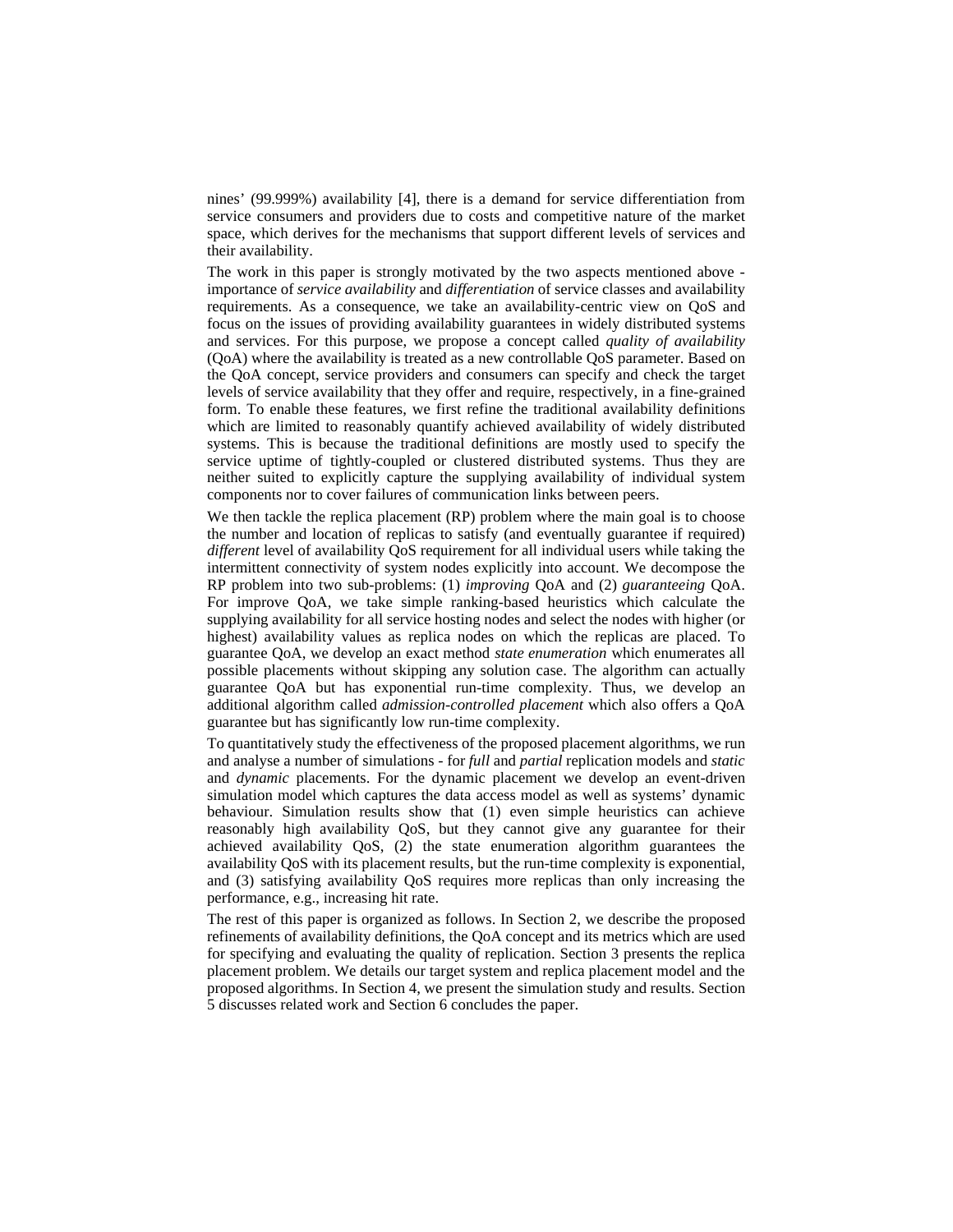nines' (99.999%) availability [4], there is a demand for service differentiation from service consumers and providers due to costs and competitive nature of the market space, which derives for the mechanisms that support different levels of services and their availability.

The work in this paper is strongly motivated by the two aspects mentioned above - importance of *service availability* and *differentiation* of service classes and availability requirements. As a consequence, we take an availability-centric view on QoS and focus on the issues of providing availability guarantees in widely distributed systems and services. For this purpose, we propose a concept called *quality of availability* (QoA) where the availability is treated as a new controllable QoS parameter. Based on the QoA concept, service providers and consumers can specify and check the target levels of service availability that they offer and require, respectively, in a fine-grained form. To enable these features, we first refine the traditional availability definitions which are limited to reasonably quantify achieved availability of widely distributed systems. This is because the traditional definitions are mostly used to specify the service uptime of tightly-coupled or clustered distributed systems. Thus they are neither suited to explicitly capture the supplying availability of individual system components nor to cover failures of communication links between peers.

We then tackle the replica placement (RP) problem where the main goal is to choose the number and location of replicas to satisfy (and eventually guarantee if required) *different* level of availability QoS requirement for all individual users while taking the intermittent connectivity of system nodes explicitly into account. We decompose the RP problem into two sub-problems: (1) *improving* QoA and (2) *guaranteeing* QoA. For improve QoA, we take simple ranking-based heuristics which calculate the supplying availability for all service hosting nodes and select the nodes with higher (or highest) availability values as replica nodes on which the replicas are placed. To guarantee QoA, we develop an exact method *state enumeration* which enumerates all possible placements without skipping any solution case. The algorithm can actually guarantee QoA but has exponential run-time complexity. Thus, we develop an additional algorithm called *admission-controlled placement* which also offers a QoA guarantee but has significantly low run-time complexity.

To quantitatively study the effectiveness of the proposed placement algorithms, we run and analyse a number of simulations - for *full* and *partial* replication models and *static* and *dynamic* placements. For the dynamic placement we develop an event-driven simulation model which captures the data access model as well as systems' dynamic behaviour. Simulation results show that (1) even simple heuristics can achieve reasonably high availability QoS, but they cannot give any guarantee for their achieved availability QoS, (2) the state enumeration algorithm guarantees the availability QoS with its placement results, but the run-time complexity is exponential, and (3) satisfying availability QoS requires more replicas than only increasing the performance, e.g., increasing hit rate.

The rest of this paper is organized as follows. In Section 2, we describe the proposed refinements of availability definitions, the QoA concept and its metrics which are used for specifying and evaluating the quality of replication. Section 3 presents the replica placement problem. We details our target system and replica placement model and the proposed algorithms. In Section 4, we present the simulation study and results. Section 5 discusses related work and Section 6 concludes the paper.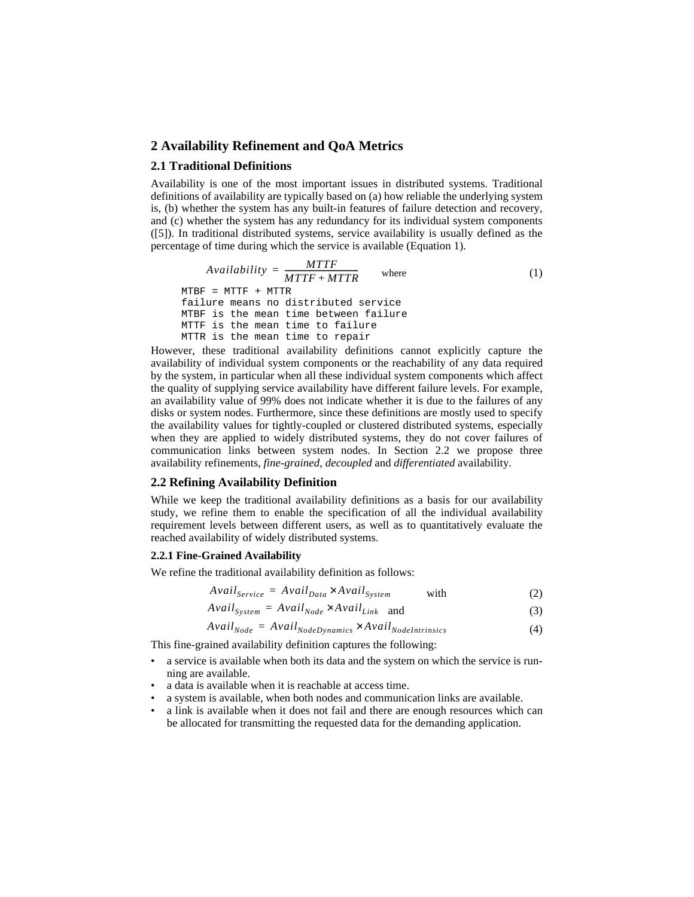## 2 Availability Refinement and QoA Metrics

### 2.1 Traditional Definitions

Availability is one of the most important issues in distributed systems. Traditional definitions of availability are typically based on (a) how reliable the underlying system is, (b) whether the system has any built-in features of failure detection and recovery, and (c) whether the system has any redundancy for its individual system components ([5]). In traditional distributed systems, service availability is usually defined as the percentage of time during which the service is available (Equation 1).

$$Availability = \frac{MTTF}{MTTF + MTTR} \quad \text{where} \tag{1}$$

```
MTBF = MTTF + MTTR
failure means no distributed service
MTBF is the mean time between failure
MTTF is the mean time to failure
MTTR is the mean time to repair
```

However, these traditional availability definitions cannot explicitly capture the availability of individual system components or the reachability of any data required by the system, in particular when all these individual system components which affect the quality of supplying service availability have different failure levels. For example, an availability value of 99% does not indicate whether it is due to the failures of any disks or system nodes. Furthermore, since these definitions are mostly used to specify the availability values for tightly-coupled or clustered distributed systems, especially when they are applied to widely distributed systems, they do not cover failures of communication links between system nodes. In Section 2.2 we propose three availability refinements, *fine-grained*, *decoupled* and *differentiated* availability.

### 2.2 Refining Availability Definition

While we keep the traditional availability definitions as a basis for our availability study, we refine them to enable the specification of all the individual availability requirement levels between different users, as well as to quantitatively evaluate the reached availability of widely distributed systems.

#### 2.2.1 Fine-Grained Availability

We refine the traditional availability definition as follows:

$$Avail_{Service} = Avail_{Data} \times Avail_{System} \quad \text{with} \tag{2}$$

$$Avail_{System} = Avail_{Node} \times Avail_{Link} \quad \text{and} \tag{3}$$

$$Avail_{Node} = Avail_{NodeDynamics} \times Avail_{NodeIntrinsics} \tag{4}$$

This fine-grained availability definition captures the following:

- a service is available when both its data and the system on which the service is running are available.
- a data is available when it is reachable at access time.
- a system is available, when both nodes and communication links are available.
- a link is available when it does not fail and there are enough resources which can be allocated for transmitting the requested data for the demanding application.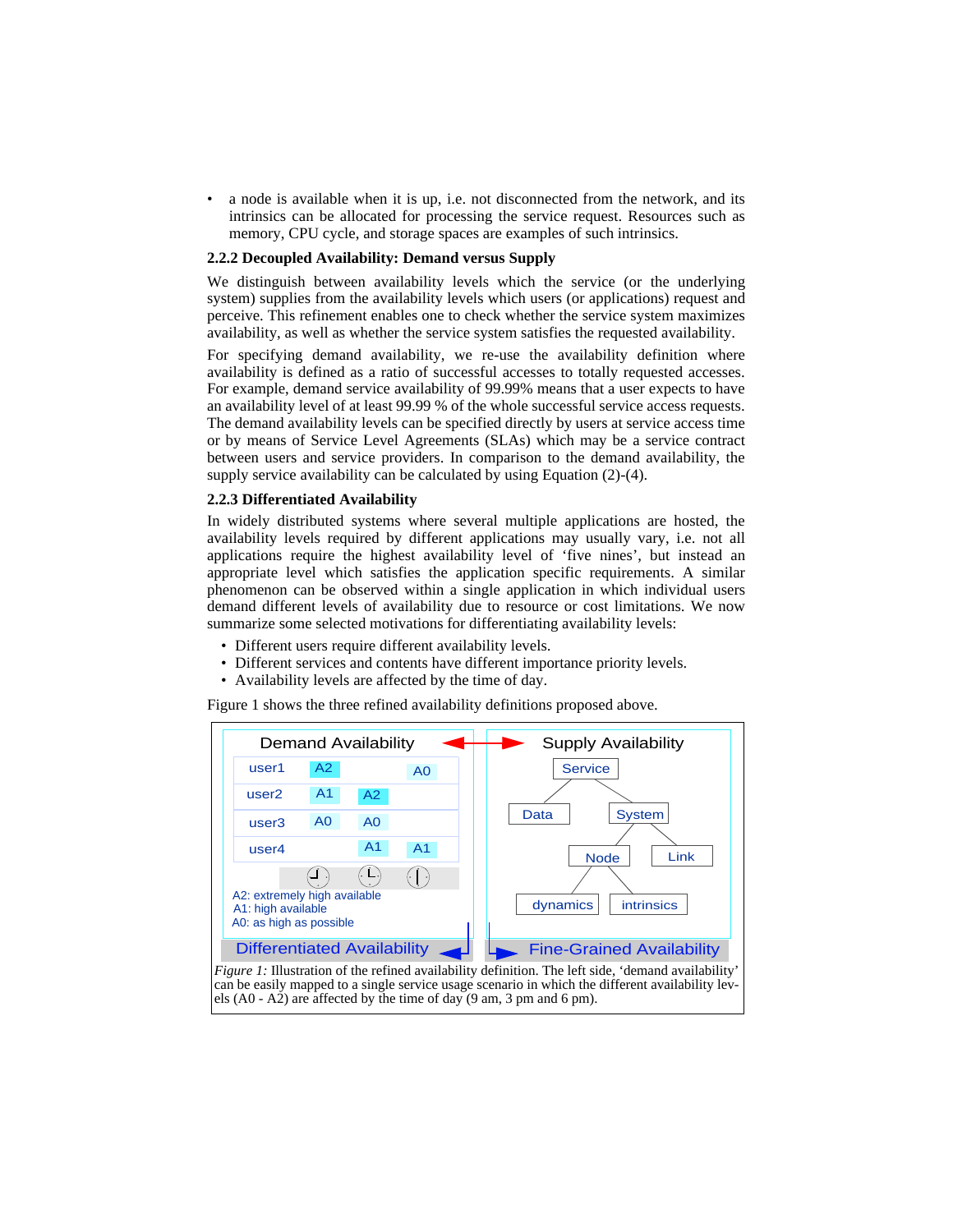- a node is available when it is up, i.e. not disconnected from the network, and its intrinsics can be allocated for processing the service request. Resources such as memory, CPU cycle, and storage spaces are examples of such intrinsics.

### 2.2.2 Decoupled Availability: Demand versus Supply

We distinguish between availability levels which the service (or the underlying system) supplies from the availability levels which users (or applications) request and perceive. This refinement enables one to check whether the service system maximizes availability, as well as whether the service system satisfies the requested availability.

For specifying demand availability, we re-use the availability definition where availability is defined as a ratio of successful accesses to totally requested accesses. For example, demand service availability of 99.99% means that a user expects to have an availability level of at least 99.99 % of the whole successful service access requests. The demand availability levels can be specified directly by users at service access time or by means of Service Level Agreements (SLAs) which may be a service contract between users and service providers. In comparison to the demand availability, the supply service availability can be calculated by using Equation (2)-(4).

### 2.2.3 Differentiated Availability

In widely distributed systems where several multiple applications are hosted, the availability levels required by different applications may usually vary, i.e. not all applications require the highest availability level of 'five nines', but instead an appropriate level which satisfies the application specific requirements. A similar phenomenon can be observed within a single application in which individual users demand different levels of availability due to resource or cost limitations. We now summarize some selected motivations for differentiating availability levels:

- Different users require different availability levels.
- Different services and contents have different importance priority levels.
- Availability levels are affected by the time of day.

Figure 1 shows the three refined availability definitions proposed above.

*Figure 1:* Illustration of the refined availability definition. The left side, 'demand availability' can be easily mapped to a single service usage scenario in which the different availability levels (A0 - A2) are affected by the time of day (9 am, 3 pm and 6 pm).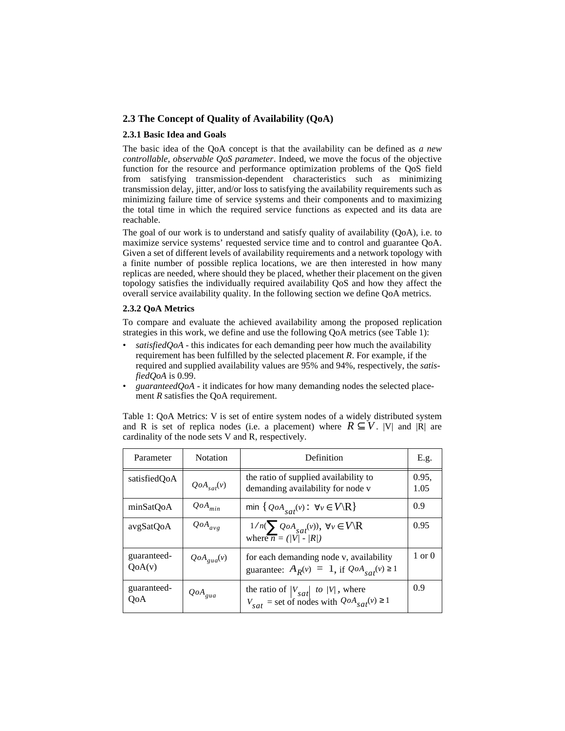## 2.3 The Concept of Quality of Availability (QoA)

### 2.3.1 Basic Idea and Goals

The basic idea of the QoA concept is that the availability can be defined as *a new controllable, observable QoS parameter*. Indeed, we move the focus of the objective function for the resource and performance optimization problems of the QoS field from satisfying transmission-dependent characteristics such as minimizing transmission delay, jitter, and/or loss to satisfying the availability requirements such as minimizing failure time of service systems and their components and to maximizing the total time in which the required service functions as expected and its data are reachable.

The goal of our work is to understand and satisfy quality of availability (QoA), i.e. to maximize service systems' requested service time and to control and guarantee QoA. Given a set of different levels of availability requirements and a network topology with a finite number of possible replica locations, we are then interested in how many replicas are needed, where should they be placed, whether their placement on the given topology satisfies the individually required availability QoS and how they affect the overall service availability quality. In the following section we define QoA metrics.

### 2.3.2 QoA Metrics

To compare and evaluate the achieved availability among the proposed replication strategies in this work, we define and use the following QoA metrics (see Table 1):

- *satisfiedQoA* - this indicates for each demanding peer how much the availability requirement has been fulfilled by the selected placement *R*. For example, if the required and supplied availability values are 95% and 94%, respectively, the *satisfiedQoA* is 0.99.
- *guaranteedQoA* - it indicates for how many demanding nodes the selected placement *R* satisfies the QoA requirement.

Table 1: QoA Metrics: V is set of entire system nodes of a widely distributed system and R is set of replica nodes (i.e. a placement) where $R \subseteq V$. |V| and |R| are cardinality of the node sets V and R, respectively.

| Parameter | Notation | Definition | E.g. |
|---|---|---|---|
| satisfiedQoA | $QoA_{sat}(v)$ | the ratio of supplied availability to demanding availability for node v | 0.95, 1.05 |
| minSatQoA | $QoA_{min}$ | $\min\{QoA_{sat}(v) : \forall v \in V \backslash R\}$ | 0.9 |
| avgSatQoA | $QoA_{avg}$ | $1/n(\sum QoA_{sat}(v)),\ \forall v \in V \backslash R$ where $n = (\lvert V\rvert - \lvert R\rvert)$ | 0.95 |
| guaranteed-QoA(v) | $QoA_{gua}(v)$ | for each demanding node v, availability guarantee: $A_R(v) = 1$, if $QoA_{sat}(v) \geq 1$ | 1 or 0 |
| guaranteed-QoA | $QoA_{gua}$ | the ratio of $\lvert V_{sat}\rvert$ to $\lvert V\rvert$, where $V_{sat}$ = set of nodes with $QoA_{sat}(v) \geq 1$ | 0.9 |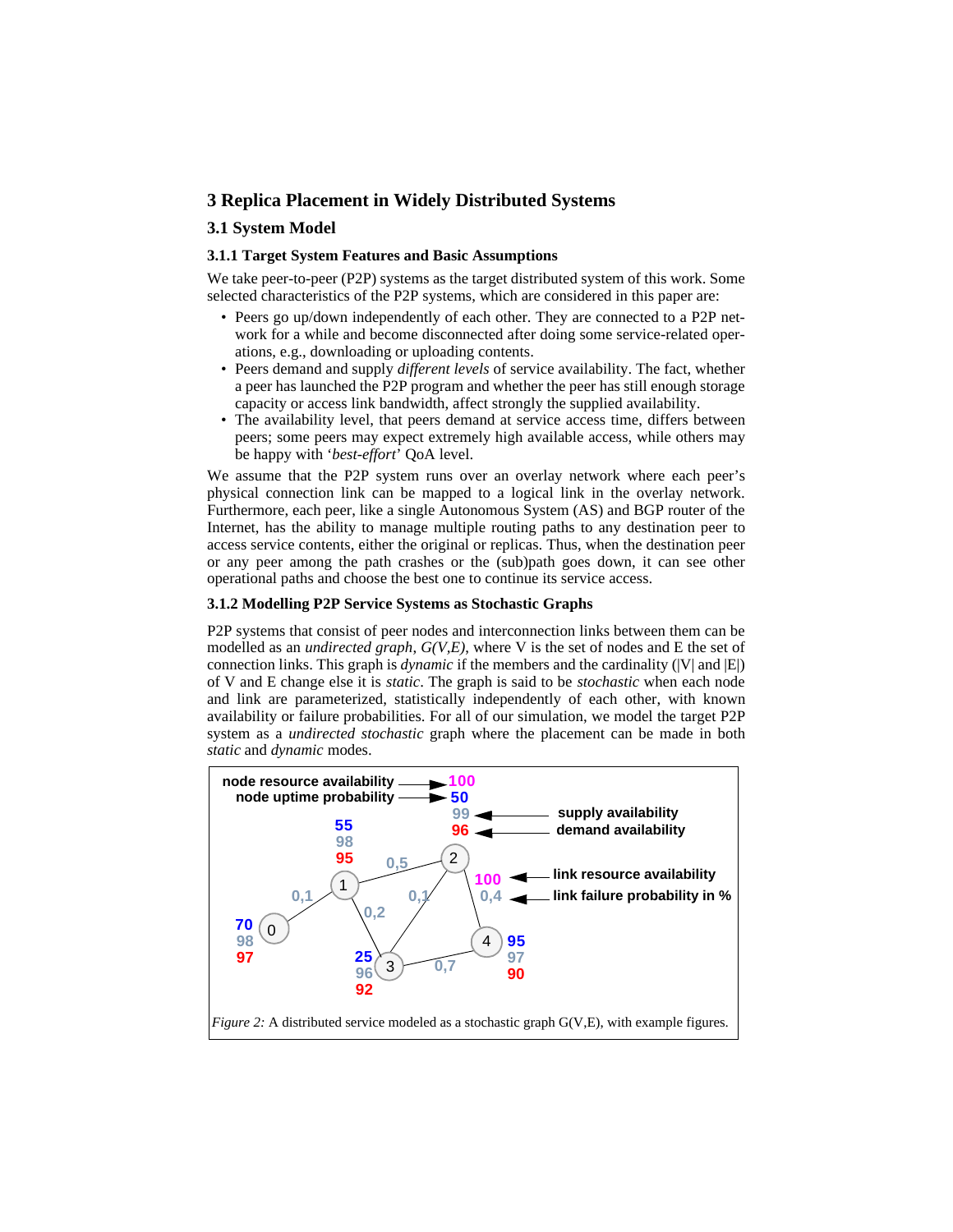## 3 Replica Placement in Widely Distributed Systems

### 3.1 System Model

#### 3.1.1 Target System Features and Basic Assumptions

We take peer-to-peer (P2P) systems as the target distributed system of this work. Some selected characteristics of the P2P systems, which are considered in this paper are:

- Peers go up/down independently of each other. They are connected to a P2P network for a while and become disconnected after doing some service-related operations, e.g., downloading or uploading contents.
- Peers demand and supply *different levels* of service availability. The fact, whether a peer has launched the P2P program and whether the peer has still enough storage capacity or access link bandwidth, affect strongly the supplied availability.
- The availability level, that peers demand at service access time, differs between peers; some peers may expect extremely high available access, while others may be happy with '*best-effort*' QoA level.

We assume that the P2P system runs over an overlay network where each peer's physical connection link can be mapped to a logical link in the overlay network. Furthermore, each peer, like a single Autonomous System (AS) and BGP router of the Internet, has the ability to manage multiple routing paths to any destination peer to access service contents, either the original or replicas. Thus, when the destination peer or any peer among the path crashes or the (sub)path goes down, it can see other operational paths and choose the best one to continue its service access.

#### 3.1.2 Modelling P2P Service Systems as Stochastic Graphs

P2P systems that consist of peer nodes and interconnection links between them can be modelled as an *undirected graph*, *G(V,E)*, where V is the set of nodes and E the set of connection links. This graph is *dynamic* if the members and the cardinality (|V| and |E|) of V and E change else it is *static*. The graph is said to be *stochastic* when each node and link are parameterized, statistically independently of each other, with known availability or failure probabilities. For all of our simulation, we model the target P2P system as a *undirected stochastic* graph where the placement can be made in both *static* and *dynamic* modes.

*Figure 2:* A distributed service modeled as a stochastic graph G(V,E), with example figures.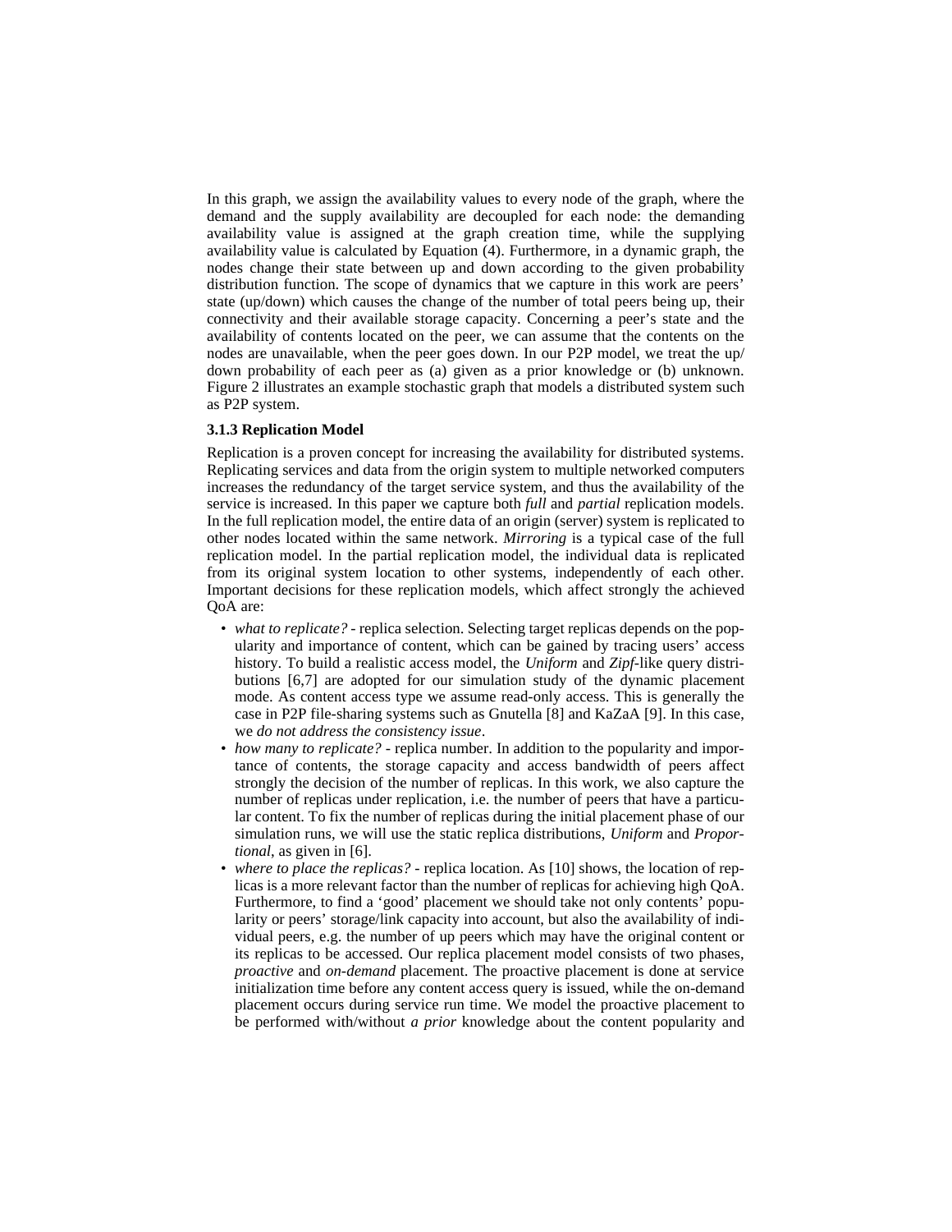In this graph, we assign the availability values to every node of the graph, where the demand and the supply availability are decoupled for each node: the demanding availability value is assigned at the graph creation time, while the supplying availability value is calculated by Equation (4). Furthermore, in a dynamic graph, the nodes change their state between up and down according to the given probability distribution function. The scope of dynamics that we capture in this work are peers' state (up/down) which causes the change of the number of total peers being up, their connectivity and their available storage capacity. Concerning a peer's state and the availability of contents located on the peer, we can assume that the contents on the nodes are unavailable, when the peer goes down. In our P2P model, we treat the up/down probability of each peer as (a) given as a prior knowledge or (b) unknown. Figure 2 illustrates an example stochastic graph that models a distributed system such as P2P system.

### 3.1.3 Replication Model

Replication is a proven concept for increasing the availability for distributed systems. Replicating services and data from the origin system to multiple networked computers increases the redundancy of the target service system, and thus the availability of the service is increased. In this paper we capture both *full* and *partial* replication models. In the full replication model, the entire data of an origin (server) system is replicated to other nodes located within the same network. *Mirroring* is a typical case of the full replication model. In the partial replication model, the individual data is replicated from its original system location to other systems, independently of each other. Important decisions for these replication models, which affect strongly the achieved QoA are:

- *what to replicate?* - replica selection. Selecting target replicas depends on the popularity and importance of content, which can be gained by tracing users' access history. To build a realistic access model, the *Uniform* and *Zipf*-like query distributions [6,7] are adopted for our simulation study of the dynamic placement mode. As content access type we assume read-only access. This is generally the case in P2P file-sharing systems such as Gnutella [8] and KaZaA [9]. In this case, we *do not address the consistency issue*.
- *how many to replicate?* - replica number. In addition to the popularity and importance of contents, the storage capacity and access bandwidth of peers affect strongly the decision of the number of replicas. In this work, we also capture the number of replicas under replication, i.e. the number of peers that have a particular content. To fix the number of replicas during the initial placement phase of our simulation runs, we will use the static replica distributions, *Uniform* and *Proportional*, as given in [6].
- *where to place the replicas?* - replica location. As [10] shows, the location of replicas is a more relevant factor than the number of replicas for achieving high QoA. Furthermore, to find a 'good' placement we should take not only contents' popularity or peers' storage/link capacity into account, but also the availability of individual peers, e.g. the number of up peers which may have the original content or its replicas to be accessed. Our replica placement model consists of two phases, *proactive* and *on-demand* placement. The proactive placement is done at service initialization time before any content access query is issued, while the on-demand placement occurs during service run time. We model the proactive placement to be performed with/without *a prior* knowledge about the content popularity and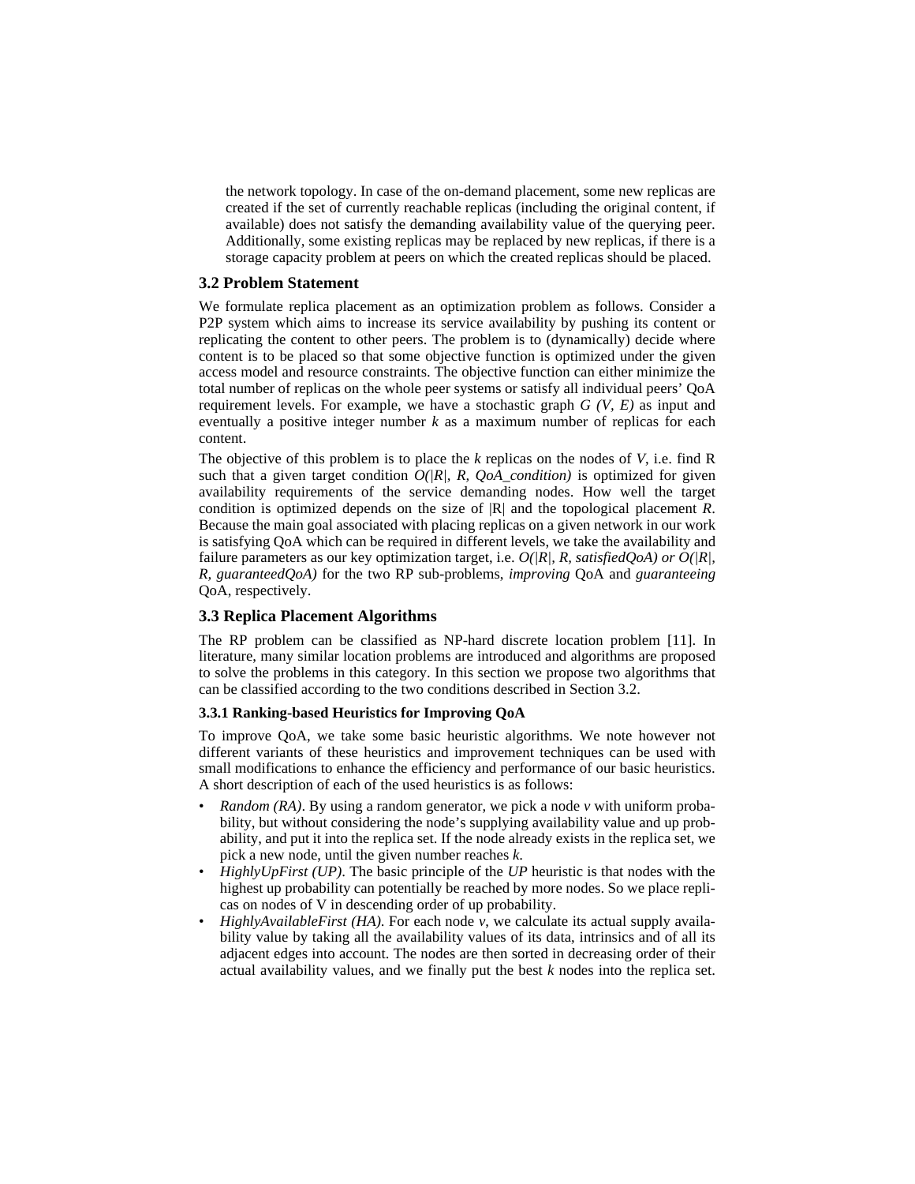the network topology. In case of the on-demand placement, some new replicas are created if the set of currently reachable replicas (including the original content, if available) does not satisfy the demanding availability value of the querying peer. Additionally, some existing replicas may be replaced by new replicas, if there is a storage capacity problem at peers on which the created replicas should be placed.

### 3.2 Problem Statement

We formulate replica placement as an optimization problem as follows. Consider a P2P system which aims to increase its service availability by pushing its content or replicating the content to other peers. The problem is to (dynamically) decide where content is to be placed so that some objective function is optimized under the given access model and resource constraints. The objective function can either minimize the total number of replicas on the whole peer systems or satisfy all individual peers' QoA requirement levels. For example, we have a stochastic graph $G(V, E)$ as input and eventually a positive integer number $k$ as a maximum number of replicas for each content.

The objective of this problem is to place the $k$ replicas on the nodes of $V$, i.e. find R such that a given target condition $O(|R|, R, QoA\_condition)$ is optimized for given availability requirements of the service demanding nodes. How well the target condition is optimized depends on the size of |R| and the topological placement $R$. Because the main goal associated with placing replicas on a given network in our work is satisfying QoA which can be required in different levels, we take the availability and failure parameters as our key optimization target, i.e. $O(|R|, R, satisfiedQoA)$ or $O(|R|, R, guaranteedQoA)$ for the two RP sub-problems, *improving* QoA and *guaranteeing* QoA, respectively.

### 3.3 Replica Placement Algorithms

The RP problem can be classified as NP-hard discrete location problem [11]. In literature, many similar location problems are introduced and algorithms are proposed to solve the problems in this category. In this section we propose two algorithms that can be classified according to the two conditions described in Section 3.2.

#### 3.3.1 Ranking-based Heuristics for Improving QoA

To improve QoA, we take some basic heuristic algorithms. We note however not different variants of these heuristics and improvement techniques can be used with small modifications to enhance the efficiency and performance of our basic heuristics. A short description of each of the used heuristics is as follows:

- *Random (RA)*. By using a random generator, we pick a node $v$ with uniform probability, but without considering the node's supplying availability value and up probability, and put it into the replica set. If the node already exists in the replica set, we pick a new node, until the given number reaches $k$.
- *HighlyUpFirst (UP)*. The basic principle of the *UP* heuristic is that nodes with the highest up probability can potentially be reached by more nodes. So we place replicas on nodes of V in descending order of up probability.
- *HighlyAvailableFirst (HA)*. For each node $v$, we calculate its actual supply availability value by taking all the availability values of its data, intrinsics and of all its adjacent edges into account. The nodes are then sorted in decreasing order of their actual availability values, and we finally put the best $k$ nodes into the replica set.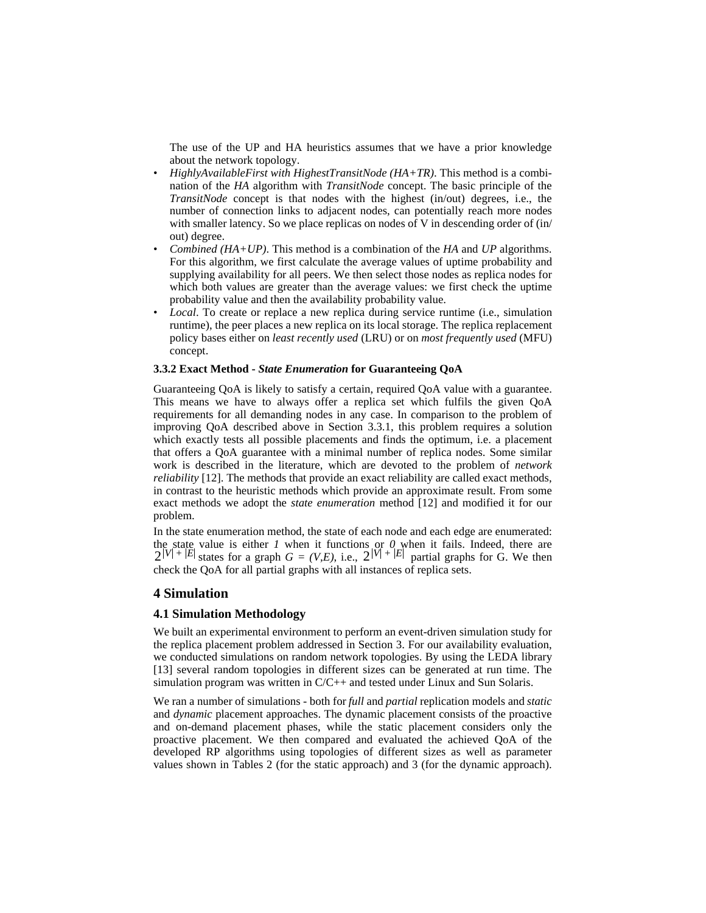The use of the UP and HA heuristics assumes that we have a prior knowledge about the network topology.

- *HighlyAvailableFirst with HighestTransitNode (HA+TR)*. This method is a combination of the *HA* algorithm with *TransitNode* concept. The basic principle of the *TransitNode* concept is that nodes with the highest (in/out) degrees, i.e., the number of connection links to adjacent nodes, can potentially reach more nodes with smaller latency. So we place replicas on nodes of V in descending order of (in/out) degree.
- *Combined (HA+UP)*. This method is a combination of the *HA* and *UP* algorithms. For this algorithm, we first calculate the average values of uptime probability and supplying availability for all peers. We then select those nodes as replica nodes for which both values are greater than the average values: we first check the uptime probability value and then the availability probability value.
- *Local*. To create or replace a new replica during service runtime (i.e., simulation runtime), the peer places a new replica on its local storage. The replica replacement policy bases either on *least recently used* (LRU) or on *most frequently used* (MFU) concept.

#### 3.3.2 Exact Method - *State Enumeration* for Guaranteeing QoA

Guaranteeing QoA is likely to satisfy a certain, required QoA value with a guarantee. This means we have to always offer a replica set which fulfils the given QoA requirements for all demanding nodes in any case. In comparison to the problem of improving QoA described above in Section 3.3.1, this problem requires a solution which exactly tests all possible placements and finds the optimum, i.e. a placement that offers a QoA guarantee with a minimal number of replica nodes. Some similar work is described in the literature, which are devoted to the problem of *network reliability* [12]. The methods that provide an exact reliability are called exact methods, in contrast to the heuristic methods which provide an approximate result. From some exact methods we adopt the *state enumeration* method [12] and modified it for our problem.

In the state enumeration method, the state of each node and each edge are enumerated: the state value is either *1* when it functions or *0* when it fails. Indeed, there are $2^{|V|+|E|}$ states for a graph $G = (V,E)$, i.e., $2^{|V|+|E|}$ partial graphs for G. We then check the QoA for all partial graphs with all instances of replica sets.

## 4 Simulation

### 4.1 Simulation Methodology

We built an experimental environment to perform an event-driven simulation study for the replica placement problem addressed in Section 3. For our availability evaluation, we conducted simulations on random network topologies. By using the LEDA library [13] several random topologies in different sizes can be generated at run time. The simulation program was written in C/C++ and tested under Linux and Sun Solaris.

We ran a number of simulations - both for *full* and *partial* replication models and *static* and *dynamic* placement approaches. The dynamic placement consists of the proactive and on-demand placement phases, while the static placement considers only the proactive placement. We then compared and evaluated the achieved QoA of the developed RP algorithms using topologies of different sizes as well as parameter values shown in Tables 2 (for the static approach) and 3 (for the dynamic approach).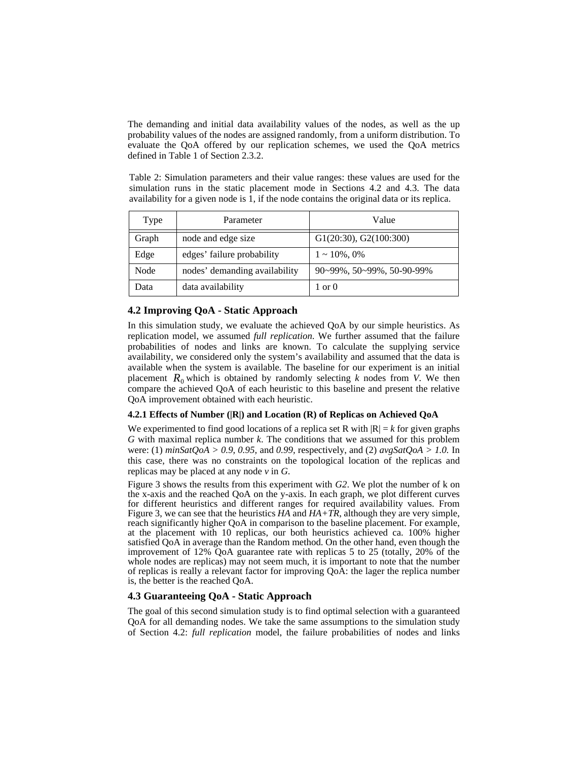The demanding and initial data availability values of the nodes, as well as the up probability values of the nodes are assigned randomly, from a uniform distribution. To evaluate the QoA offered by our replication schemes, we used the QoA metrics defined in Table 1 of Section 2.3.2.

Table 2: Simulation parameters and their value ranges: these values are used for the simulation runs in the static placement mode in Sections 4.2 and 4.3. The data availability for a given node is 1, if the node contains the original data or its replica.

| Type | Parameter | Value |
|---|---|---|
| Graph | node and edge size | G1(20:30), G2(100:300) |
| Edge | edges' failure probability | 1 ~ 10%, 0% |
| Node | nodes' demanding availability | 90~99%, 50~99%, 50-90-99% |
| Data | data availability | 1 or 0 |

### 4.2 Improving QoA - Static Approach

In this simulation study, we evaluate the achieved QoA by our simple heuristics. As replication model, we assumed *full replication.* We further assumed that the failure probabilities of nodes and links are known. To calculate the supplying service availability, we considered only the system's availability and assumed that the data is available when the system is available. The baseline for our experiment is an initial placement $R_0$ which is obtained by randomly selecting *k* nodes from *V*. We then compare the achieved QoA of each heuristic to this baseline and present the relative QoA improvement obtained with each heuristic.

#### 4.2.1 Effects of Number (|R|) and Location (R) of Replicas on Achieved QoA

We experimented to find good locations of a replica set R with $|R| = k$ for given graphs *G* with maximal replica number *k*. The conditions that we assumed for this problem were: (1) *minSatQoA > 0.9, 0.95,* and *0.99,* respectively, and (2) *avgSatQoA > 1.0*. In this case, there was no constraints on the topological location of the replicas and replicas may be placed at any node *v* in *G*.

Figure 3 shows the results from this experiment with *G2*. We plot the number of k on the x-axis and the reached QoA on the y-axis. In each graph, we plot different curves for different heuristics and different ranges for required availability values. From Figure 3, we can see that the heuristics *HA* and *HA+TR*, although they are very simple, reach significantly higher QoA in comparison to the baseline placement. For example, at the placement with 10 replicas, our both heuristics achieved ca. 100% higher satisfied QoA in average than the Random method. On the other hand, even though the improvement of 12% QoA guarantee rate with replicas 5 to 25 (totally, 20% of the whole nodes are replicas) may not seem much, it is important to note that the number of replicas is really a relevant factor for improving QoA: the lager the replica number is, the better is the reached QoA.

### 4.3 Guaranteeing QoA - Static Approach

The goal of this second simulation study is to find optimal selection with a guaranteed QoA for all demanding nodes. We take the same assumptions to the simulation study of Section 4.2: *full replication* model, the failure probabilities of nodes and links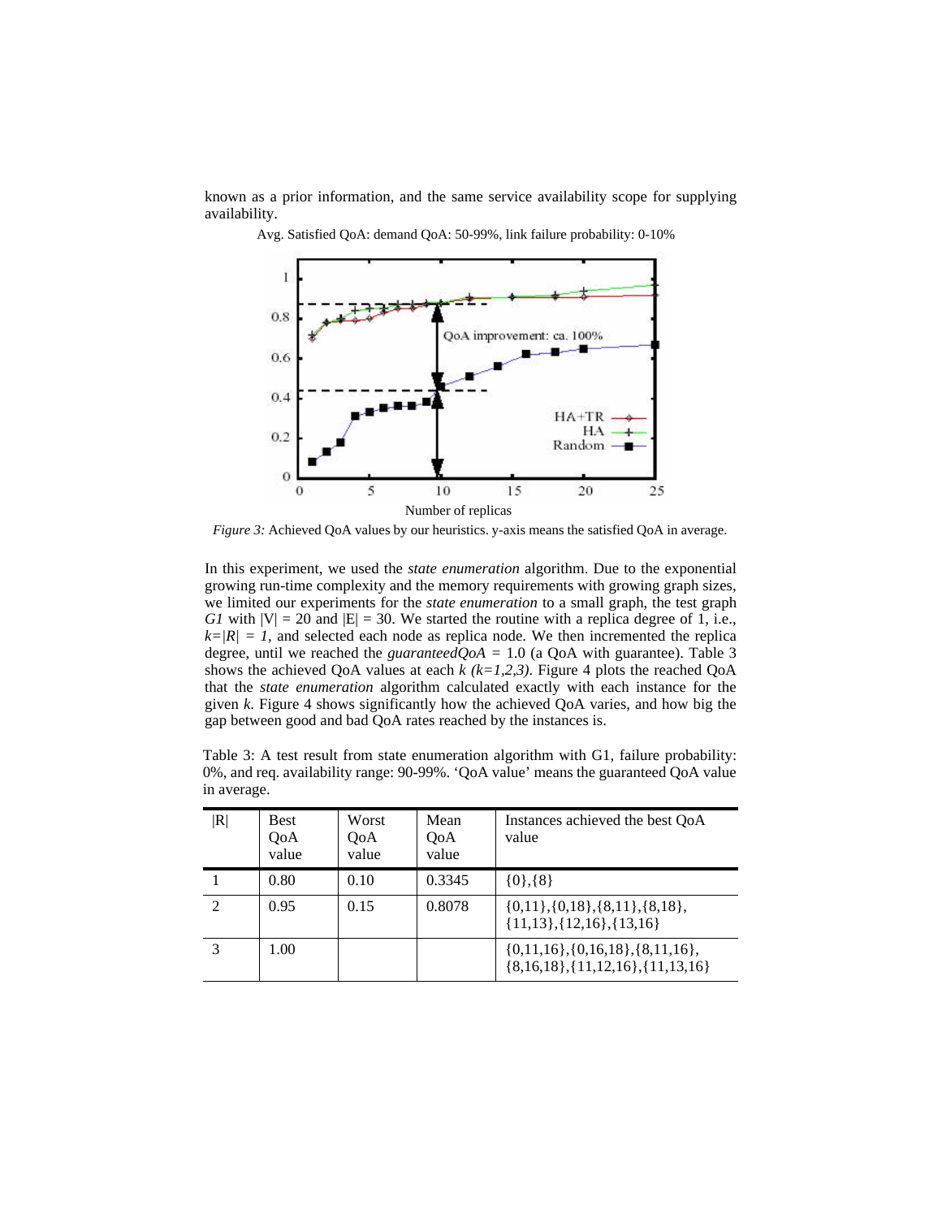known as a prior information, and the same service availability scope for supplying availability.

Avg. Satisfied QoA: demand QoA: 50-99%, link failure probability: 0-10%

*Figure 3:* Achieved QoA values by our heuristics. y-axis means the satisfied QoA in average.

In this experiment, we used the *state enumeration* algorithm. Due to the exponential growing run-time complexity and the memory requirements with growing graph sizes, we limited our experiments for the *state enumeration* to a small graph, the test graph *G1* with $|V| = 20$ and $|E| = 30$. We started the routine with a replica degree of 1, i.e., $k=|R| = 1$, and selected each node as replica node. We then incremented the replica degree, until we reached the *guaranteedQoA* = 1.0 (a QoA with guarantee). Table 3 shows the achieved QoA values at each *k (k=1,2,3)*. Figure 4 plots the reached QoA that the *state enumeration* algorithm calculated exactly with each instance for the given *k*. Figure 4 shows significantly how the achieved QoA varies, and how big the gap between good and bad QoA rates reached by the instances is.

Table 3: A test result from state enumeration algorithm with G1, failure probability: 0%, and req. availability range: 90-99%. 'QoA value' means the guaranteed QoA value in average.

| \|R\| | Best QoA value | Worst QoA value | Mean QoA value | Instances achieved the best QoA value |
|---|---|---|---|---|
| 1 | 0.80 | 0.10 | 0.3345 | {0},{8} |
| 2 | 0.95 | 0.15 | 0.8078 | {0,11},{0,18},{8,11},{8,18}, {11,13},{12,16},{13,16} |
| 3 | 1.00 | | | {0,11,16},{0,16,18},{8,11,16}, {8,16,18},{11,12,16},{11,13,16} |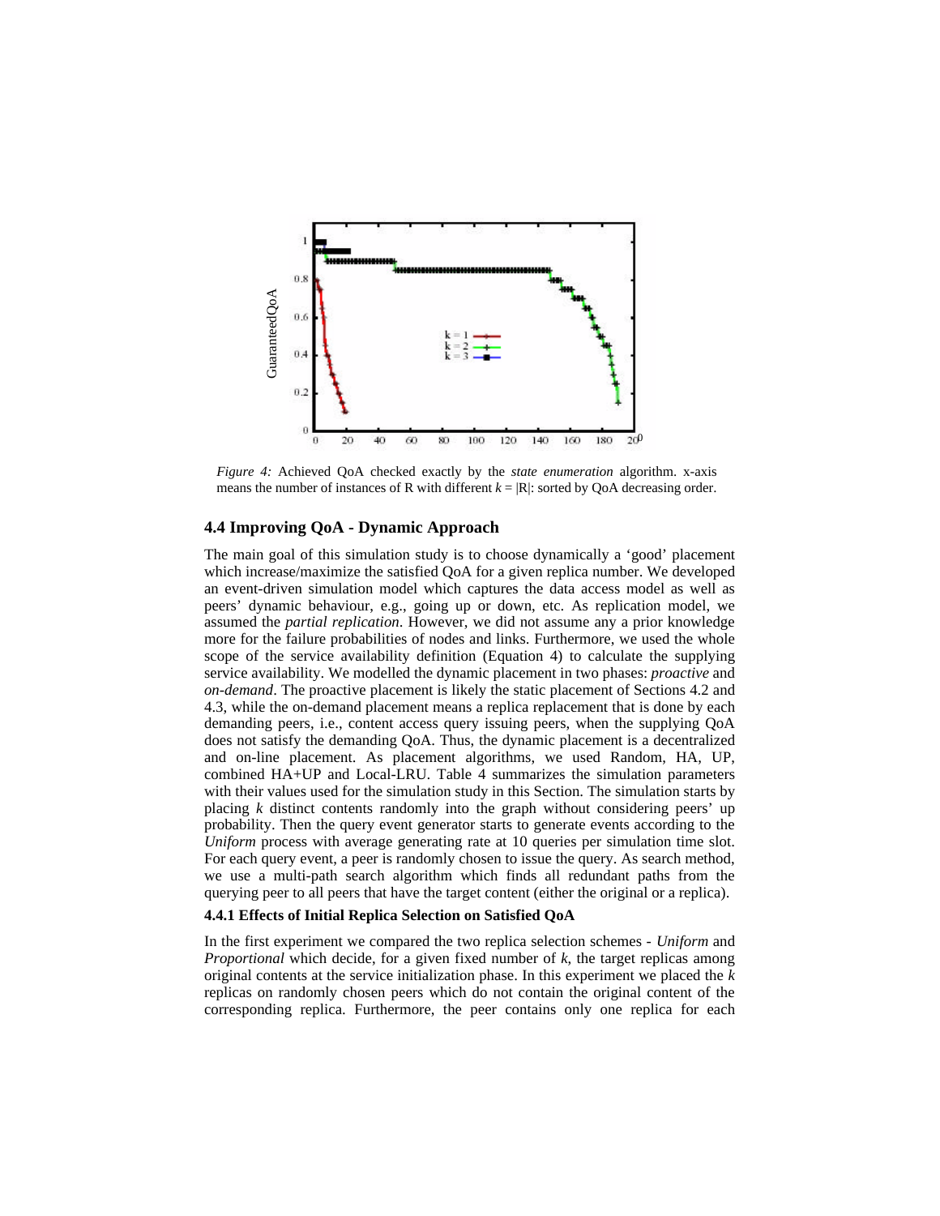*Figure 4:* Achieved QoA checked exactly by the *state enumeration* algorithm. x-axis means the number of instances of R with different $k = |R|$: sorted by QoA decreasing order.

### 4.4 Improving QoA - Dynamic Approach

The main goal of this simulation study is to choose dynamically a 'good' placement which increase/maximize the satisfied QoA for a given replica number. We developed an event-driven simulation model which captures the data access model as well as peers' dynamic behaviour, e.g., going up or down, etc. As replication model, we assumed the *partial replication*. However, we did not assume any a prior knowledge more for the failure probabilities of nodes and links. Furthermore, we used the whole scope of the service availability definition (Equation 4) to calculate the supplying service availability. We modelled the dynamic placement in two phases: *proactive* and *on-demand*. The proactive placement is likely the static placement of Sections 4.2 and 4.3, while the on-demand placement means a replica replacement that is done by each demanding peers, i.e., content access query issuing peers, when the supplying QoA does not satisfy the demanding QoA. Thus, the dynamic placement is a decentralized and on-line placement. As placement algorithms, we used Random, HA, UP, combined HA+UP and Local-LRU. Table 4 summarizes the simulation parameters with their values used for the simulation study in this Section. The simulation starts by placing $k$ distinct contents randomly into the graph without considering peers' up probability. Then the query event generator starts to generate events according to the *Uniform* process with average generating rate at 10 queries per simulation time slot. For each query event, a peer is randomly chosen to issue the query. As search method, we use a multi-path search algorithm which finds all redundant paths from the querying peer to all peers that have the target content (either the original or a replica).

#### 4.4.1 Effects of Initial Replica Selection on Satisfied QoA

In the first experiment we compared the two replica selection schemes - *Uniform* and *Proportional* which decide, for a given fixed number of $k$, the target replicas among original contents at the service initialization phase. In this experiment we placed the $k$ replicas on randomly chosen peers which do not contain the original content of the corresponding replica. Furthermore, the peer contains only one replica for each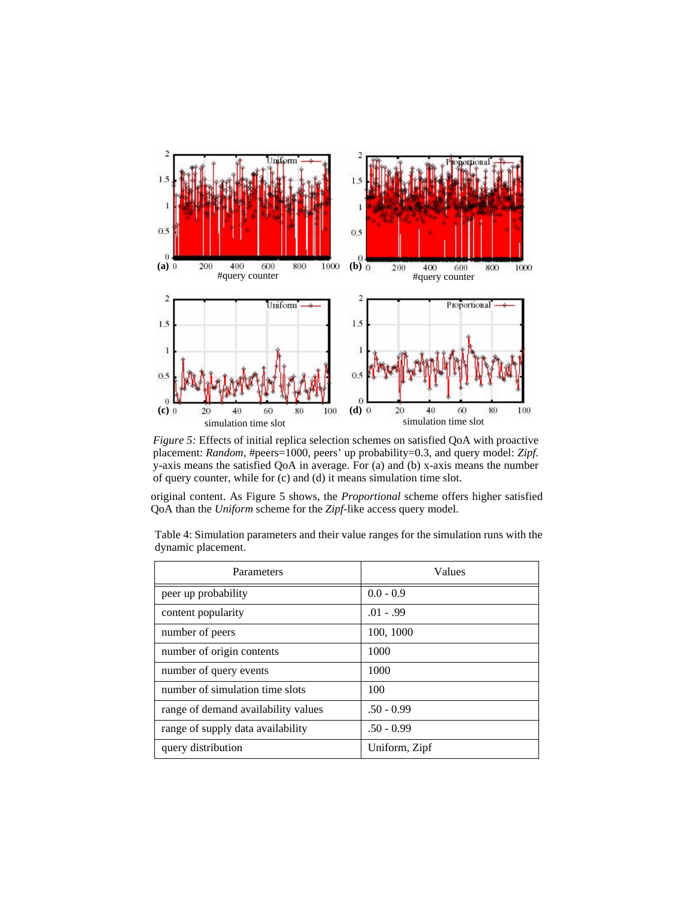*Figure 5:* Effects of initial replica selection schemes on satisfied QoA with proactive placement: *Random*, #peers=1000, peers' up probability=0.3, and query model: *Zipf*. y-axis means the satisfied QoA in average. For (a) and (b) x-axis means the number of query counter, while for (c) and (d) it means simulation time slot.

original content. As Figure 5 shows, the *Proportional* scheme offers higher satisfied QoA than the *Uniform* scheme for the *Zipf*-like access query model.

Table 4: Simulation parameters and their value ranges for the simulation runs with the dynamic placement.

| Parameters | Values |
|---|---|
| peer up probability | 0.0 - 0.9 |
| content popularity | .01 - .99 |
| number of peers | 100, 1000 |
| number of origin contents | 1000 |
| number of query events | 1000 |
| number of simulation time slots | 100 |
| range of demand availability values | .50 - 0.99 |
| range of supply data availability | .50 - 0.99 |
| query distribution | Uniform, Zipf |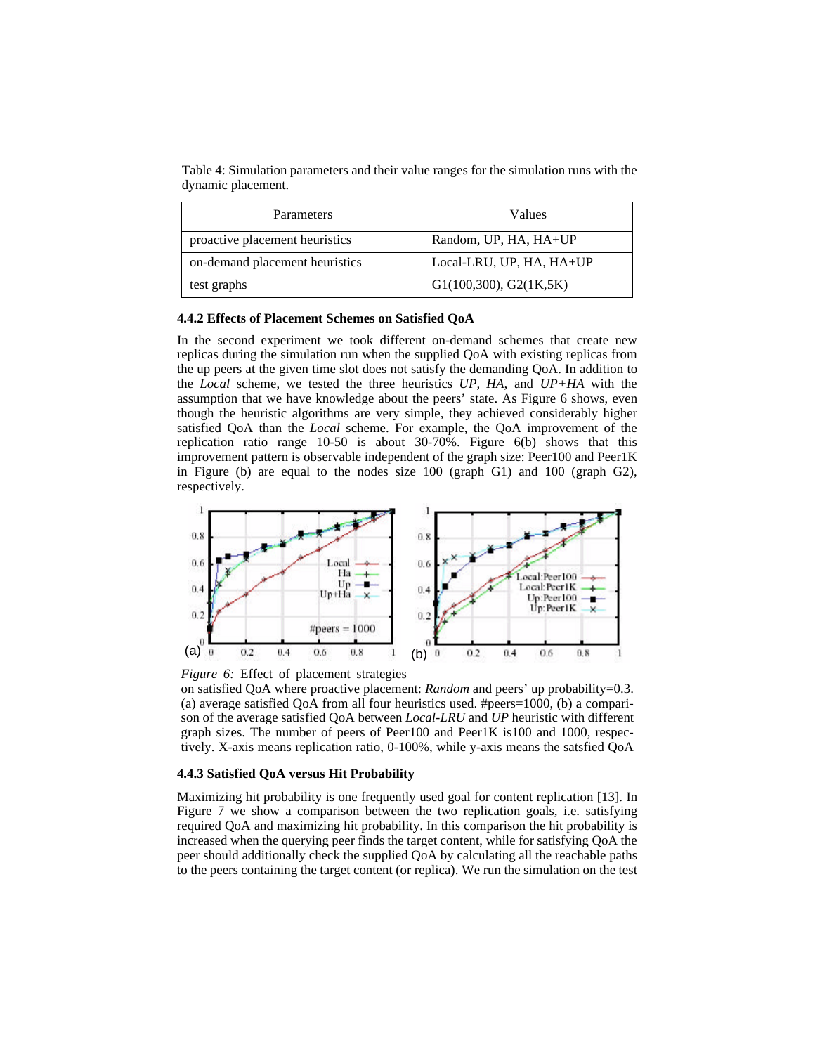Table 4: Simulation parameters and their value ranges for the simulation runs with the dynamic placement.

| Parameters | Values |
|---|---|
| proactive placement heuristics | Random, UP, HA, HA+UP |
| on-demand placement heuristics | Local-LRU, UP, HA, HA+UP |
| test graphs | G1(100,300), G2(1K,5K) |

### 4.4.2 Effects of Placement Schemes on Satisfied QoA

In the second experiment we took different on-demand schemes that create new replicas during the simulation run when the supplied QoA with existing replicas from the up peers at the given time slot does not satisfy the demanding QoA. In addition to the *Local* scheme, we tested the three heuristics *UP, HA,* and *UP+HA* with the assumption that we have knowledge about the peers' state. As Figure 6 shows, even though the heuristic algorithms are very simple, they achieved considerably higher satisfied QoA than the *Local* scheme. For example, the QoA improvement of the replication ratio range 10-50 is about 30-70%. Figure 6(b) shows that this improvement pattern is observable independent of the graph size: Peer100 and Peer1K in Figure (b) are equal to the nodes size 100 (graph G1) and 100 (graph G2), respectively.

*Figure 6:* Effect of placement strategies on satisfied QoA where proactive placement: *Random* and peers' up probability=0.3. (a) average satisfied QoA from all four heuristics used. #peers=1000, (b) a comparison of the average satisfied QoA between *Local-LRU* and *UP* heuristic with different graph sizes. The number of peers of Peer100 and Peer1K is100 and 1000, respectively. X-axis means replication ratio, 0-100%, while y-axis means the satsfied QoA

### 4.4.3 Satisfied QoA versus Hit Probability

Maximizing hit probability is one frequently used goal for content replication [13]. In Figure 7 we show a comparison between the two replication goals, i.e. satisfying required QoA and maximizing hit probability. In this comparison the hit probability is increased when the querying peer finds the target content, while for satisfying QoA the peer should additionally check the supplied QoA by calculating all the reachable paths to the peers containing the target content (or replica). We run the simulation on the test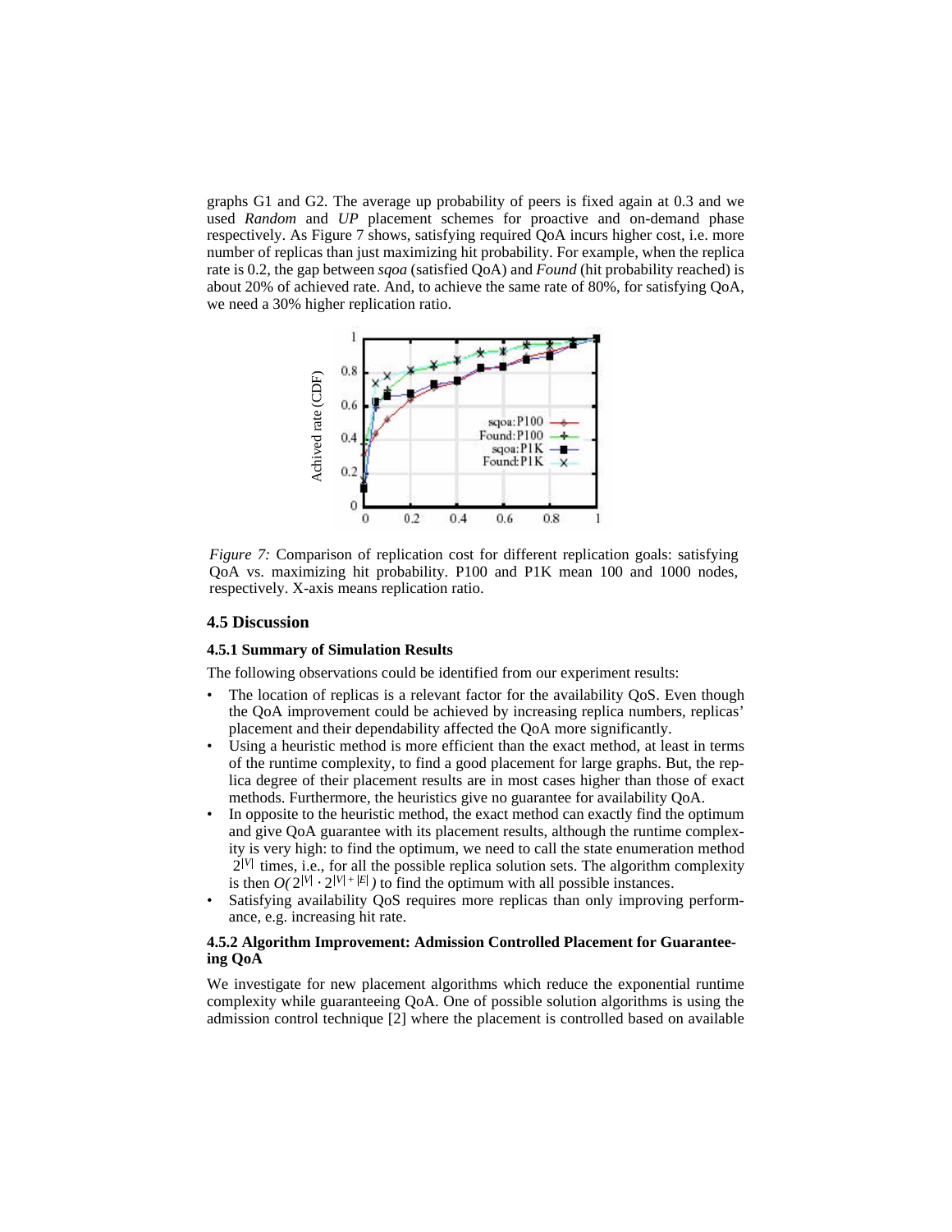graphs G1 and G2. The average up probability of peers is fixed again at 0.3 and we used *Random* and *UP* placement schemes for proactive and on-demand phase respectively. As Figure 7 shows, satisfying required QoA incurs higher cost, i.e. more number of replicas than just maximizing hit probability. For example, when the replica rate is 0.2, the gap between *sqoa* (satisfied QoA) and *Found* (hit probability reached) is about 20% of achieved rate. And, to achieve the same rate of 80%, for satisfying QoA, we need a 30% higher replication ratio.

*Figure 7:* Comparison of replication cost for different replication goals: satisfying QoA vs. maximizing hit probability. P100 and P1K mean 100 and 1000 nodes, respectively. X-axis means replication ratio.

## 4.5 Discussion

### 4.5.1 Summary of Simulation Results

The following observations could be identified from our experiment results:

- The location of replicas is a relevant factor for the availability QoS. Even though the QoA improvement could be achieved by increasing replica numbers, replicas' placement and their dependability affected the QoA more significantly.
- Using a heuristic method is more efficient than the exact method, at least in terms of the runtime complexity, to find a good placement for large graphs. But, the replica degree of their placement results are in most cases higher than those of exact methods. Furthermore, the heuristics give no guarantee for availability QoA.
- In opposite to the heuristic method, the exact method can exactly find the optimum and give QoA guarantee with its placement results, although the runtime complexity is very high: to find the optimum, we need to call the state enumeration method $2^{|V|}$ times, i.e., for all the possible replica solution sets. The algorithm complexity is then $O(2^{|V|} \cdot 2^{|V|+|E|})$ to find the optimum with all possible instances.
- Satisfying availability QoS requires more replicas than only improving performance, e.g. increasing hit rate.

### 4.5.2 Algorithm Improvement: Admission Controlled Placement for Guaranteeing QoA

We investigate for new placement algorithms which reduce the exponential runtime complexity while guaranteeing QoA. One of possible solution algorithms is using the admission control technique [2] where the placement is controlled based on available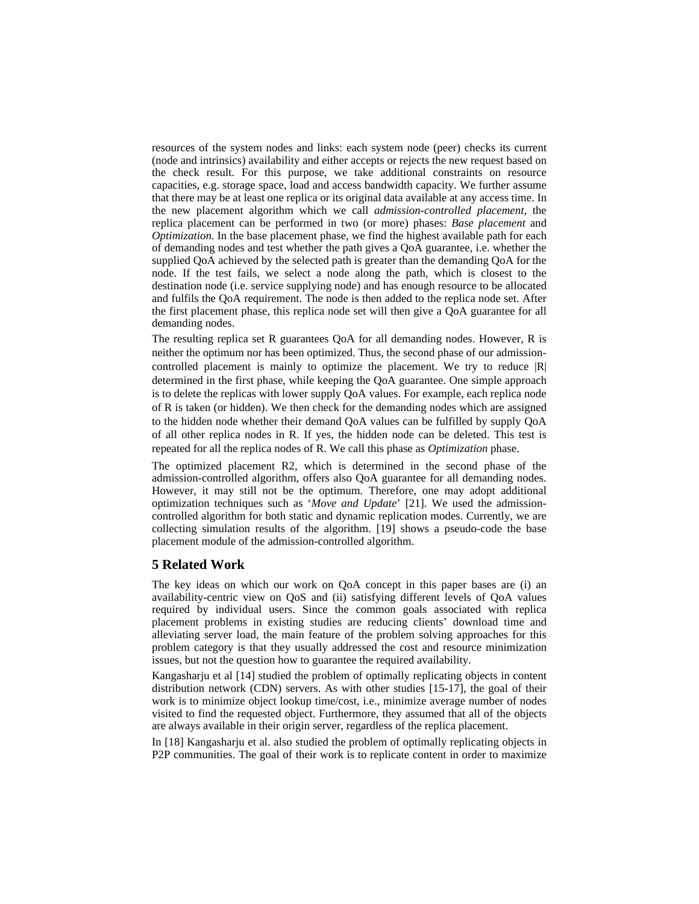resources of the system nodes and links: each system node (peer) checks its current (node and intrinsics) availability and either accepts or rejects the new request based on the check result. For this purpose, we take additional constraints on resource capacities, e.g. storage space, load and access bandwidth capacity. We further assume that there may be at least one replica or its original data available at any access time. In the new placement algorithm which we call *admission-controlled placement*, the replica placement can be performed in two (or more) phases: *Base placement* and *Optimization*. In the base placement phase, we find the highest available path for each of demanding nodes and test whether the path gives a QoA guarantee, i.e. whether the supplied QoA achieved by the selected path is greater than the demanding QoA for the node. If the test fails, we select a node along the path, which is closest to the destination node (i.e. service supplying node) and has enough resource to be allocated and fulfils the QoA requirement. The node is then added to the replica node set. After the first placement phase, this replica node set will then give a QoA guarantee for all demanding nodes.

The resulting replica set R guarantees QoA for all demanding nodes. However, R is neither the optimum nor has been optimized. Thus, the second phase of our admission-controlled placement is mainly to optimize the placement. We try to reduce |R| determined in the first phase, while keeping the QoA guarantee. One simple approach is to delete the replicas with lower supply QoA values. For example, each replica node of R is taken (or hidden). We then check for the demanding nodes which are assigned to the hidden node whether their demand QoA values can be fulfilled by supply QoA of all other replica nodes in R. If yes, the hidden node can be deleted. This test is repeated for all the replica nodes of R. We call this phase as *Optimization* phase.

The optimized placement R2, which is determined in the second phase of the admission-controlled algorithm, offers also QoA guarantee for all demanding nodes. However, it may still not be the optimum. Therefore, one may adopt additional optimization techniques such as '*Move and Update*' [21]. We used the admission-controlled algorithm for both static and dynamic replication modes. Currently, we are collecting simulation results of the algorithm. [19] shows a pseudo-code the base placement module of the admission-controlled algorithm.

## 5 Related Work

The key ideas on which our work on QoA concept in this paper bases are (i) an availability-centric view on QoS and (ii) satisfying different levels of QoA values required by individual users. Since the common goals associated with replica placement problems in existing studies are reducing clients' download time and alleviating server load, the main feature of the problem solving approaches for this problem category is that they usually addressed the cost and resource minimization issues, but not the question how to guarantee the required availability.

Kangasharju et al [14] studied the problem of optimally replicating objects in content distribution network (CDN) servers. As with other studies [15-17], the goal of their work is to minimize object lookup time/cost, i.e., minimize average number of nodes visited to find the requested object. Furthermore, they assumed that all of the objects are always available in their origin server, regardless of the replica placement.

In [18] Kangasharju et al. also studied the problem of optimally replicating objects in P2P communities. The goal of their work is to replicate content in order to maximize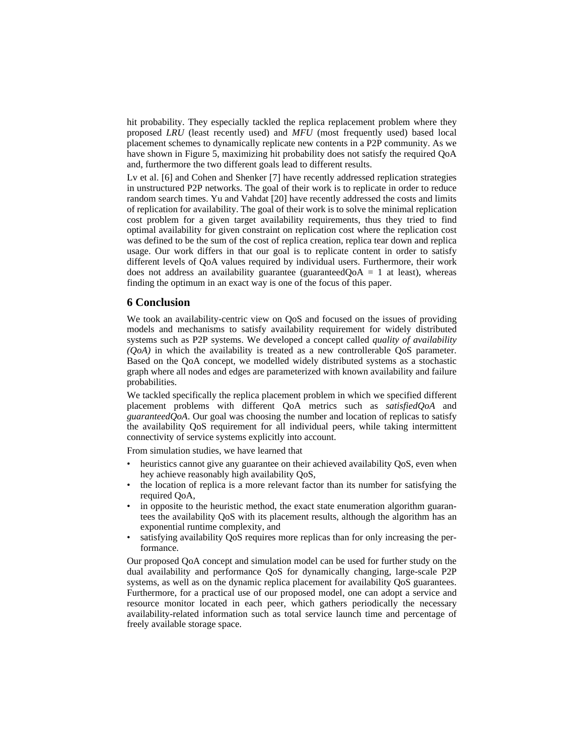hit probability. They especially tackled the replica replacement problem where they proposed *LRU* (least recently used) and *MFU* (most frequently used) based local placement schemes to dynamically replicate new contents in a P2P community. As we have shown in Figure 5, maximizing hit probability does not satisfy the required QoA and, furthermore the two different goals lead to different results.

Lv et al. [6] and Cohen and Shenker [7] have recently addressed replication strategies in unstructured P2P networks. The goal of their work is to replicate in order to reduce random search times. Yu and Vahdat [20] have recently addressed the costs and limits of replication for availability. The goal of their work is to solve the minimal replication cost problem for a given target availability requirements, thus they tried to find optimal availability for given constraint on replication cost where the replication cost was defined to be the sum of the cost of replica creation, replica tear down and replica usage. Our work differs in that our goal is to replicate content in order to satisfy different levels of QoA values required by individual users. Furthermore, their work does not address an availability guarantee (guaranteedQoA = 1 at least), whereas finding the optimum in an exact way is one of the focus of this paper.

## 6 Conclusion

We took an availability-centric view on QoS and focused on the issues of providing models and mechanisms to satisfy availability requirement for widely distributed systems such as P2P systems. We developed a concept called *quality of availability (QoA)* in which the availability is treated as a new controllerable QoS parameter. Based on the QoA concept, we modelled widely distributed systems as a stochastic graph where all nodes and edges are parameterized with known availability and failure probabilities.

We tackled specifically the replica placement problem in which we specified different placement problems with different QoA metrics such as *satisfiedQoA* and *guaranteedQoA*. Our goal was choosing the number and location of replicas to satisfy the availability QoS requirement for all individual peers, while taking intermittent connectivity of service systems explicitly into account.

From simulation studies, we have learned that

- heuristics cannot give any guarantee on their achieved availability QoS, even when hey achieve reasonably high availability QoS,
- the location of replica is a more relevant factor than its number for satisfying the required QoA,
- in opposite to the heuristic method, the exact state enumeration algorithm guarantees the availability QoS with its placement results, although the algorithm has an exponential runtime complexity, and
- satisfying availability QoS requires more replicas than for only increasing the performance.

Our proposed QoA concept and simulation model can be used for further study on the dual availability and performance QoS for dynamically changing, large-scale P2P systems, as well as on the dynamic replica placement for availability QoS guarantees. Furthermore, for a practical use of our proposed model, one can adopt a service and resource monitor located in each peer, which gathers periodically the necessary availability-related information such as total service launch time and percentage of freely available storage space.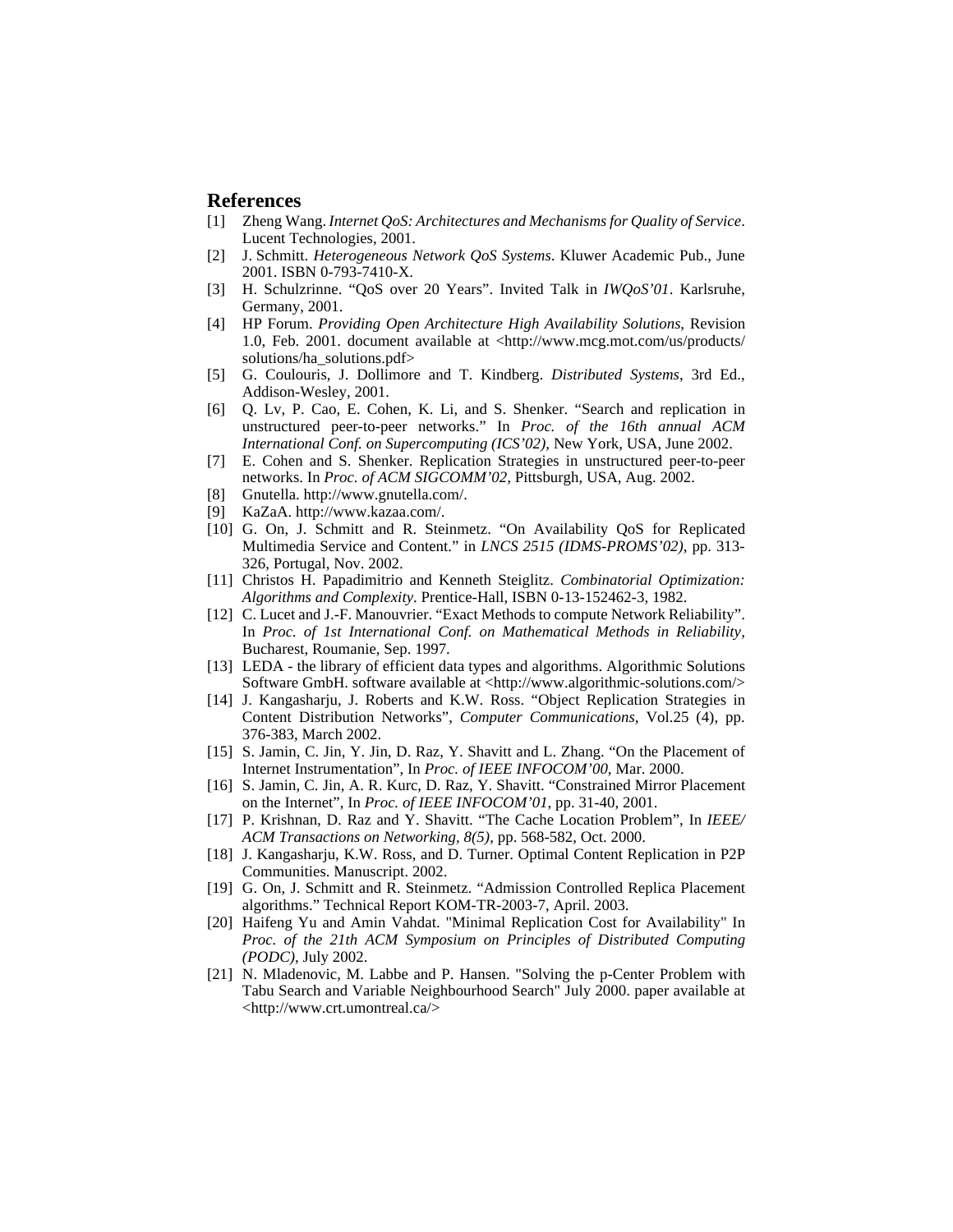## References

[1] Zheng Wang. *Internet QoS: Architectures and Mechanisms for Quality of Service*. Lucent Technologies, 2001.

[2] J. Schmitt. *Heterogeneous Network QoS Systems*. Kluwer Academic Pub., June 2001. ISBN 0-793-7410-X.

[3] H. Schulzrinne. "QoS over 20 Years". Invited Talk in *IWQoS'01*. Karlsruhe, Germany, 2001.

[4] HP Forum. *Providing Open Architecture High Availability Solutions*, Revision 1.0, Feb. 2001. document available at <http://www.mcg.mot.com/us/products/solutions/ha_solutions.pdf>

[5] G. Coulouris, J. Dollimore and T. Kindberg. *Distributed Systems*, 3rd Ed., Addison-Wesley, 2001.

[6] Q. Lv, P. Cao, E. Cohen, K. Li, and S. Shenker. "Search and replication in unstructured peer-to-peer networks." In *Proc. of the 16th annual ACM International Conf. on Supercomputing (ICS'02)*, New York, USA, June 2002.

[7] E. Cohen and S. Shenker. Replication Strategies in unstructured peer-to-peer networks. In *Proc. of ACM SIGCOMM'02*, Pittsburgh, USA, Aug. 2002.

[8] Gnutella. http://www.gnutella.com/.

[9] KaZaA. http://www.kazaa.com/.

[10] G. On, J. Schmitt and R. Steinmetz. "On Availability QoS for Replicated Multimedia Service and Content." in *LNCS 2515 (IDMS-PROMS'02)*, pp. 313-326, Portugal, Nov. 2002.

[11] Christos H. Papadimitrio and Kenneth Steiglitz. *Combinatorial Optimization: Algorithms and Complexity*. Prentice-Hall, ISBN 0-13-152462-3, 1982.

[12] C. Lucet and J.-F. Manouvrier. "Exact Methods to compute Network Reliability". In *Proc. of 1st International Conf. on Mathematical Methods in Reliability*, Bucharest, Roumanie, Sep. 1997.

[13] LEDA - the library of efficient data types and algorithms. Algorithmic Solutions Software GmbH. software available at <http://www.algorithmic-solutions.com/>

[14] J. Kangasharju, J. Roberts and K.W. Ross. "Object Replication Strategies in Content Distribution Networks", *Computer Communications*, Vol.25 (4), pp. 376-383, March 2002.

[15] S. Jamin, C. Jin, Y. Jin, D. Raz, Y. Shavitt and L. Zhang. "On the Placement of Internet Instrumentation", In *Proc. of IEEE INFOCOM'00*, Mar. 2000.

[16] S. Jamin, C. Jin, A. R. Kurc, D. Raz, Y. Shavitt. "Constrained Mirror Placement on the Internet", In *Proc. of IEEE INFOCOM'01*, pp. 31-40, 2001.

[17] P. Krishnan, D. Raz and Y. Shavitt. "The Cache Location Problem", In *IEEE/ACM Transactions on Networking, 8(5)*, pp. 568-582, Oct. 2000.

[18] J. Kangasharju, K.W. Ross, and D. Turner. Optimal Content Replication in P2P Communities. Manuscript. 2002.

[19] G. On, J. Schmitt and R. Steinmetz. "Admission Controlled Replica Placement algorithms." Technical Report KOM-TR-2003-7, April. 2003.

[20] Haifeng Yu and Amin Vahdat. "Minimal Replication Cost for Availability" In *Proc. of the 21th ACM Symposium on Principles of Distributed Computing (PODC)*, July 2002.

[21] N. Mladenovic, M. Labbe and P. Hansen. "Solving the p-Center Problem with Tabu Search and Variable Neighbourhood Search" July 2000. paper available at <http://www.crt.umontreal.ca/>